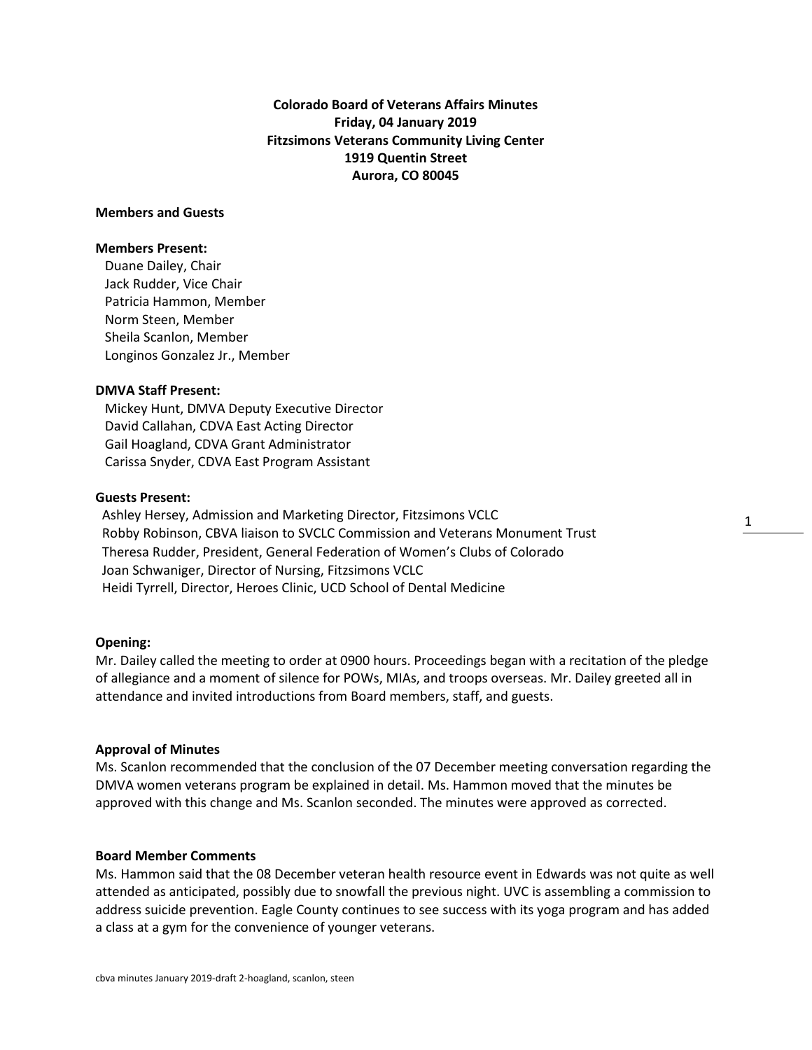**Colorado Board of Veterans Affairs Minutes**
**Friday, 04 January 2019**
**Fitzsimons Veterans Community Living Center**
**1919 Quentin Street**
**Aurora, CO 80045**

**Members and Guests**

**Members Present:**

Duane Dailey, Chair
Jack Rudder, Vice Chair
Patricia Hammon, Member
Norm Steen, Member
Sheila Scanlon, Member
Longinos Gonzalez Jr., Member

**DMVA Staff Present:**

Mickey Hunt, DMVA Deputy Executive Director
David Callahan, CDVA East Acting Director
Gail Hoagland, CDVA Grant Administrator
Carissa Snyder, CDVA East Program Assistant

**Guests Present:**

Ashley Hersey, Admission and Marketing Director, Fitzsimons VCLC
Robby Robinson, CBVA liaison to SVCLC Commission and Veterans Monument Trust
Theresa Rudder, President, General Federation of Women's Clubs of Colorado
Joan Schwaniger, Director of Nursing, Fitzsimons VCLC
Heidi Tyrrell, Director, Heroes Clinic, UCD School of Dental Medicine

**Opening:**

Mr. Dailey called the meeting to order at 0900 hours. Proceedings began with a recitation of the pledge of allegiance and a moment of silence for POWs, MIAs, and troops overseas. Mr. Dailey greeted all in attendance and invited introductions from Board members, staff, and guests.

**Approval of Minutes**

Ms. Scanlon recommended that the conclusion of the 07 December meeting conversation regarding the DMVA women veterans program be explained in detail. Ms. Hammon moved that the minutes be approved with this change and Ms. Scanlon seconded. The minutes were approved as corrected.

**Board Member Comments**

Ms. Hammon said that the 08 December veteran health resource event in Edwards was not quite as well attended as anticipated, possibly due to snowfall the previous night. UVC is assembling a commission to address suicide prevention. Eagle County continues to see success with its yoga program and has added a class at a gym for the convenience of younger veterans.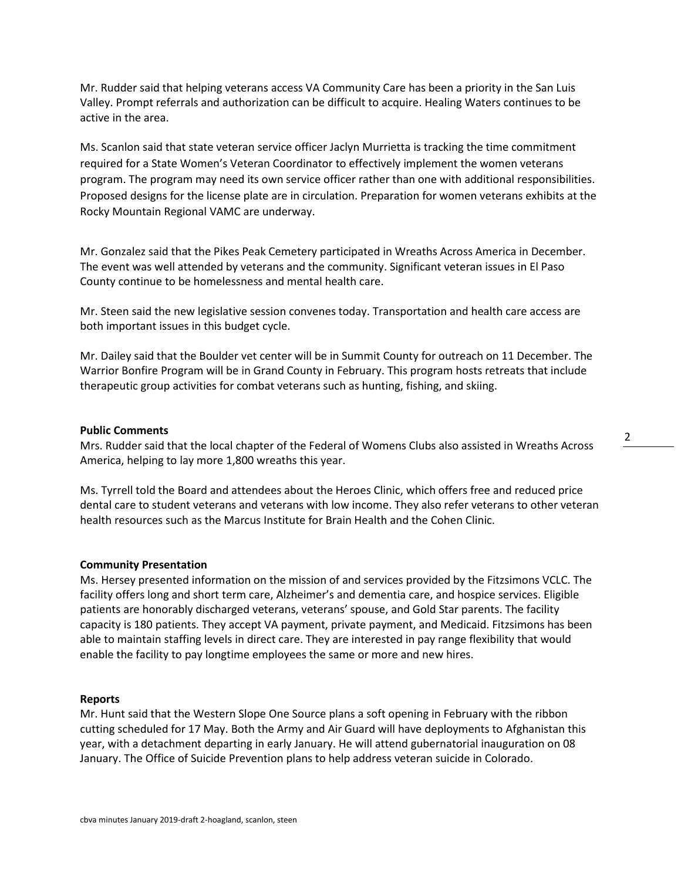Mr. Rudder said that helping veterans access VA Community Care has been a priority in the San Luis Valley. Prompt referrals and authorization can be difficult to acquire. Healing Waters continues to be active in the area.

Ms. Scanlon said that state veteran service officer Jaclyn Murrietta is tracking the time commitment required for a State Women's Veteran Coordinator to effectively implement the women veterans program. The program may need its own service officer rather than one with additional responsibilities. Proposed designs for the license plate are in circulation. Preparation for women veterans exhibits at the Rocky Mountain Regional VAMC are underway.

Mr. Gonzalez said that the Pikes Peak Cemetery participated in Wreaths Across America in December. The event was well attended by veterans and the community. Significant veteran issues in El Paso County continue to be homelessness and mental health care.

Mr. Steen said the new legislative session convenes today. Transportation and health care access are both important issues in this budget cycle.

Mr. Dailey said that the Boulder vet center will be in Summit County for outreach on 11 December. The Warrior Bonfire Program will be in Grand County in February. This program hosts retreats that include therapeutic group activities for combat veterans such as hunting, fishing, and skiing.

**Public Comments**

Mrs. Rudder said that the local chapter of the Federal of Womens Clubs also assisted in Wreaths Across America, helping to lay more 1,800 wreaths this year.

Ms. Tyrrell told the Board and attendees about the Heroes Clinic, which offers free and reduced price dental care to student veterans and veterans with low income. They also refer veterans to other veteran health resources such as the Marcus Institute for Brain Health and the Cohen Clinic.

**Community Presentation**

Ms. Hersey presented information on the mission of and services provided by the Fitzsimons VCLC. The facility offers long and short term care, Alzheimer's and dementia care, and hospice services. Eligible patients are honorably discharged veterans, veterans' spouse, and Gold Star parents. The facility capacity is 180 patients. They accept VA payment, private payment, and Medicaid. Fitzsimons has been able to maintain staffing levels in direct care. They are interested in pay range flexibility that would enable the facility to pay longtime employees the same or more and new hires.

**Reports**

Mr. Hunt said that the Western Slope One Source plans a soft opening in February with the ribbon cutting scheduled for 17 May. Both the Army and Air Guard will have deployments to Afghanistan this year, with a detachment departing in early January. He will attend gubernatorial inauguration on 08 January. The Office of Suicide Prevention plans to help address veteran suicide in Colorado.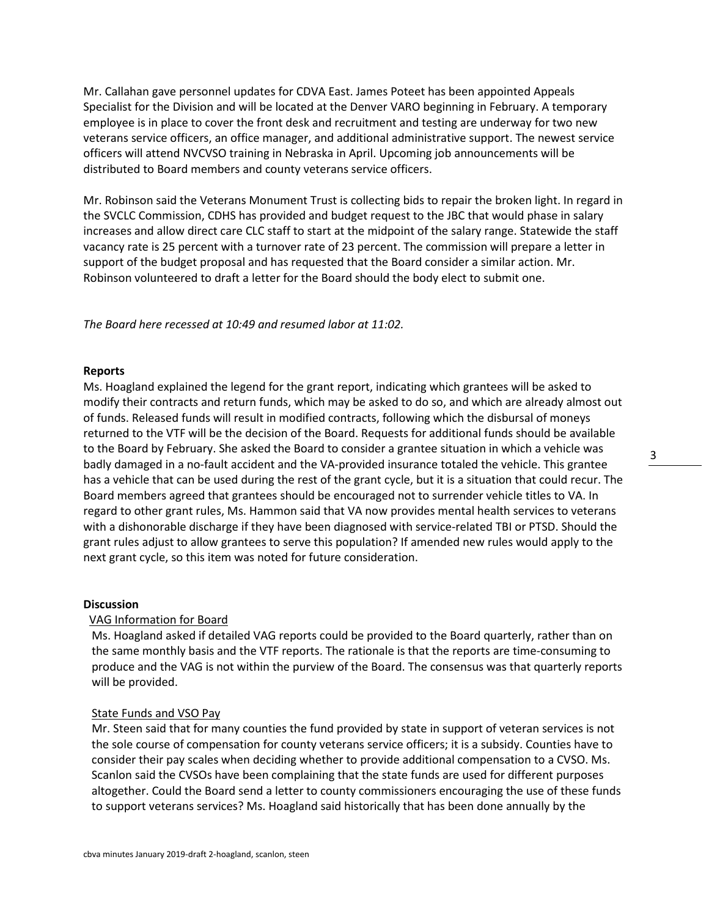Mr. Callahan gave personnel updates for CDVA East. James Poteet has been appointed Appeals Specialist for the Division and will be located at the Denver VARO beginning in February. A temporary employee is in place to cover the front desk and recruitment and testing are underway for two new veterans service officers, an office manager, and additional administrative support. The newest service officers will attend NVCVSO training in Nebraska in April. Upcoming job announcements will be distributed to Board members and county veterans service officers.

Mr. Robinson said the Veterans Monument Trust is collecting bids to repair the broken light. In regard in the SVCLC Commission, CDHS has provided and budget request to the JBC that would phase in salary increases and allow direct care CLC staff to start at the midpoint of the salary range. Statewide the staff vacancy rate is 25 percent with a turnover rate of 23 percent. The commission will prepare a letter in support of the budget proposal and has requested that the Board consider a similar action. Mr. Robinson volunteered to draft a letter for the Board should the body elect to submit one.

*The Board here recessed at 10:49 and resumed labor at 11:02.*

**Reports**

Ms. Hoagland explained the legend for the grant report, indicating which grantees will be asked to modify their contracts and return funds, which may be asked to do so, and which are already almost out of funds. Released funds will result in modified contracts, following which the disbursal of moneys returned to the VTF will be the decision of the Board. Requests for additional funds should be available to the Board by February. She asked the Board to consider a grantee situation in which a vehicle was badly damaged in a no-fault accident and the VA-provided insurance totaled the vehicle. This grantee has a vehicle that can be used during the rest of the grant cycle, but it is a situation that could recur. The Board members agreed that grantees should be encouraged not to surrender vehicle titles to VA. In regard to other grant rules, Ms. Hammon said that VA now provides mental health services to veterans with a dishonorable discharge if they have been diagnosed with service-related TBI or PTSD. Should the grant rules adjust to allow grantees to serve this population? If amended new rules would apply to the next grant cycle, so this item was noted for future consideration.

**Discussion**

VAG Information for Board

Ms. Hoagland asked if detailed VAG reports could be provided to the Board quarterly, rather than on the same monthly basis and the VTF reports. The rationale is that the reports are time-consuming to produce and the VAG is not within the purview of the Board. The consensus was that quarterly reports will be provided.

State Funds and VSO Pay

Mr. Steen said that for many counties the fund provided by state in support of veteran services is not the sole course of compensation for county veterans service officers; it is a subsidy. Counties have to consider their pay scales when deciding whether to provide additional compensation to a CVSO. Ms. Scanlon said the CVSOs have been complaining that the state funds are used for different purposes altogether. Could the Board send a letter to county commissioners encouraging the use of these funds to support veterans services? Ms. Hoagland said historically that has been done annually by the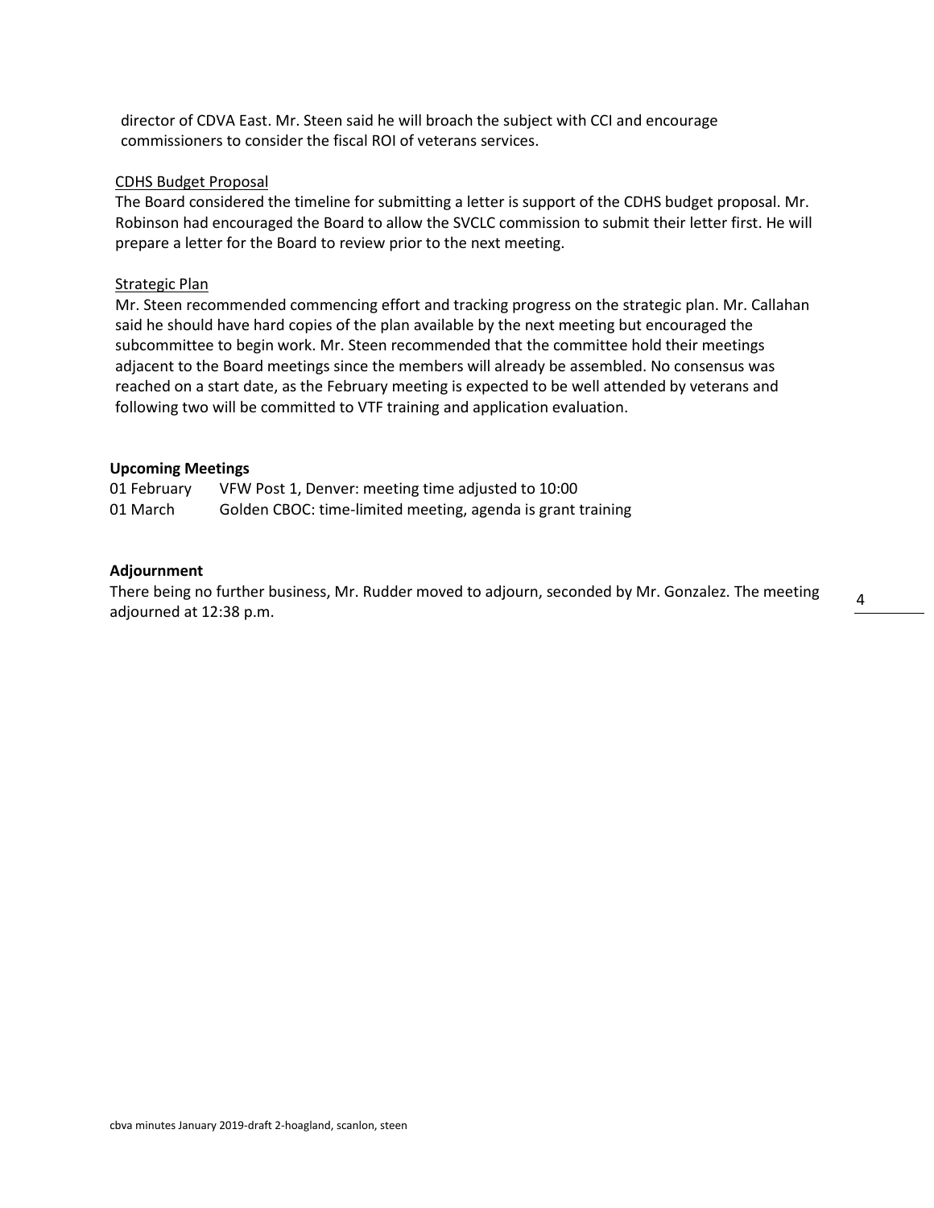director of CDVA East. Mr. Steen said he will broach the subject with CCI and encourage commissioners to consider the fiscal ROI of veterans services.

CDHS Budget Proposal

The Board considered the timeline for submitting a letter is support of the CDHS budget proposal. Mr. Robinson had encouraged the Board to allow the SVCLC commission to submit their letter first. He will prepare a letter for the Board to review prior to the next meeting.

Strategic Plan

Mr. Steen recommended commencing effort and tracking progress on the strategic plan. Mr. Callahan said he should have hard copies of the plan available by the next meeting but encouraged the subcommittee to begin work. Mr. Steen recommended that the committee hold their meetings adjacent to the Board meetings since the members will already be assembled. No consensus was reached on a start date, as the February meeting is expected to be well attended by veterans and following two will be committed to VTF training and application evaluation.

**Upcoming Meetings**

| | |
|---|---|
| 01 February | VFW Post 1, Denver: meeting time adjusted to 10:00 |
| 01 March | Golden CBOC: time-limited meeting, agenda is grant training |

**Adjournment**

There being no further business, Mr. Rudder moved to adjourn, seconded by Mr. Gonzalez. The meeting adjourned at 12:38 p.m.